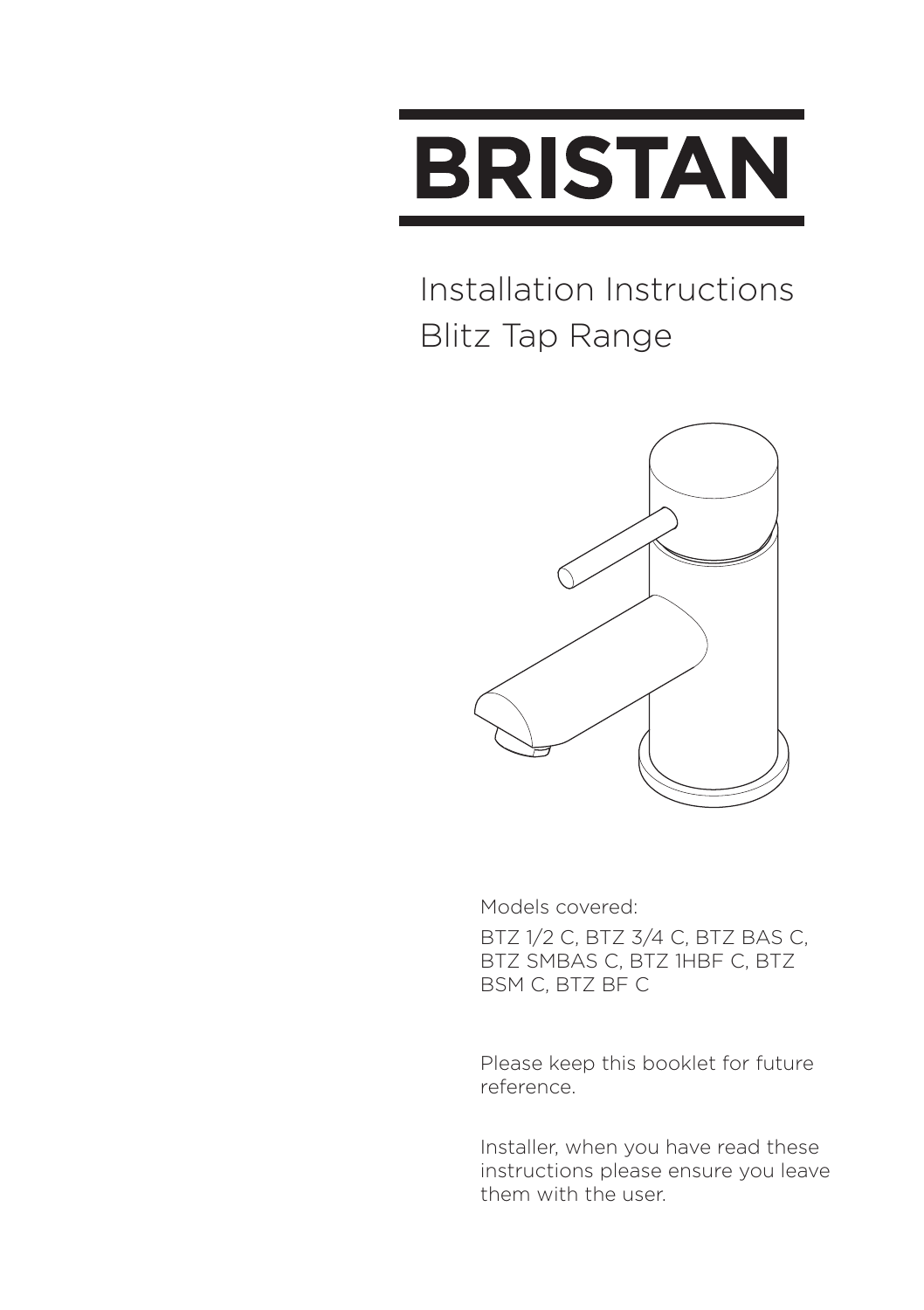# BRISTAN

## Installation Instructions
## Blitz Tap Range

Models covered:

BTZ 1/2 C, BTZ 3/4 C, BTZ BAS C, BTZ SMBAS C, BTZ 1HBF C, BTZ BSM C, BTZ BF C

Please keep this booklet for future reference.

Installer, when you have read these instructions please ensure you leave them with the user.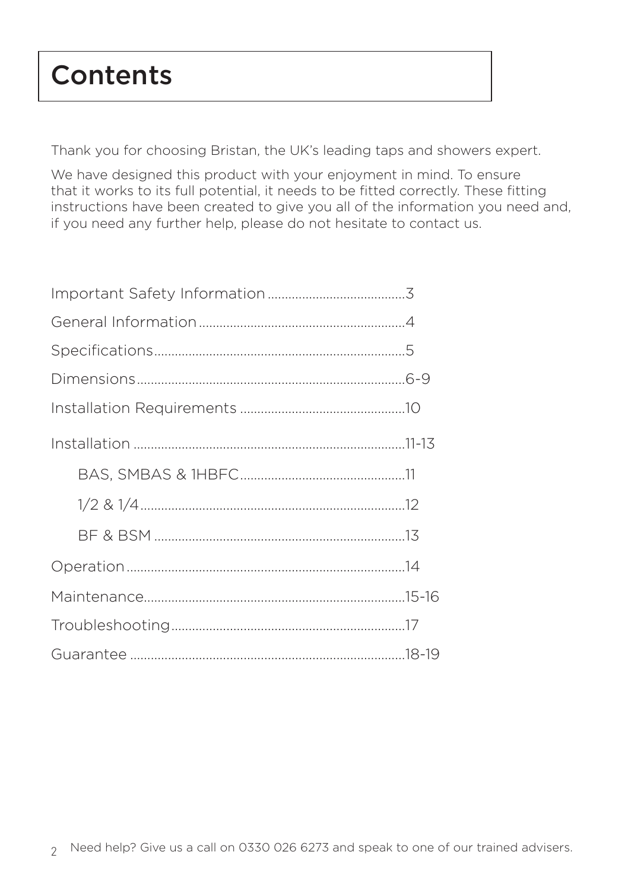# Contents

Thank you for choosing Bristan, the UK's leading taps and showers expert.

We have designed this product with your enjoyment in mind. To ensure that it works to its full potential, it needs to be fitted correctly. These fitting instructions have been created to give you all of the information you need and, if you need any further help, please do not hesitate to contact us.

Important Safety Information........................................3

General Information............................................................4

Specifications........................................................................5

Dimensions.............................................................................6-9

Installation Requirements ................................................10

Installation ..............................................................................11-13

- BAS, SMBAS & 1HBFC................................................11
- 1/2 & 1/4.............................................................................12
- BF & BSM .........................................................................13

Operation.................................................................................14

Maintenance...........................................................................15-16

Troubleshooting...................................................................17

Guarantee ...............................................................................18-19

Need help? Give us a call on 0330 026 6273 and speak to one of our trained advisers.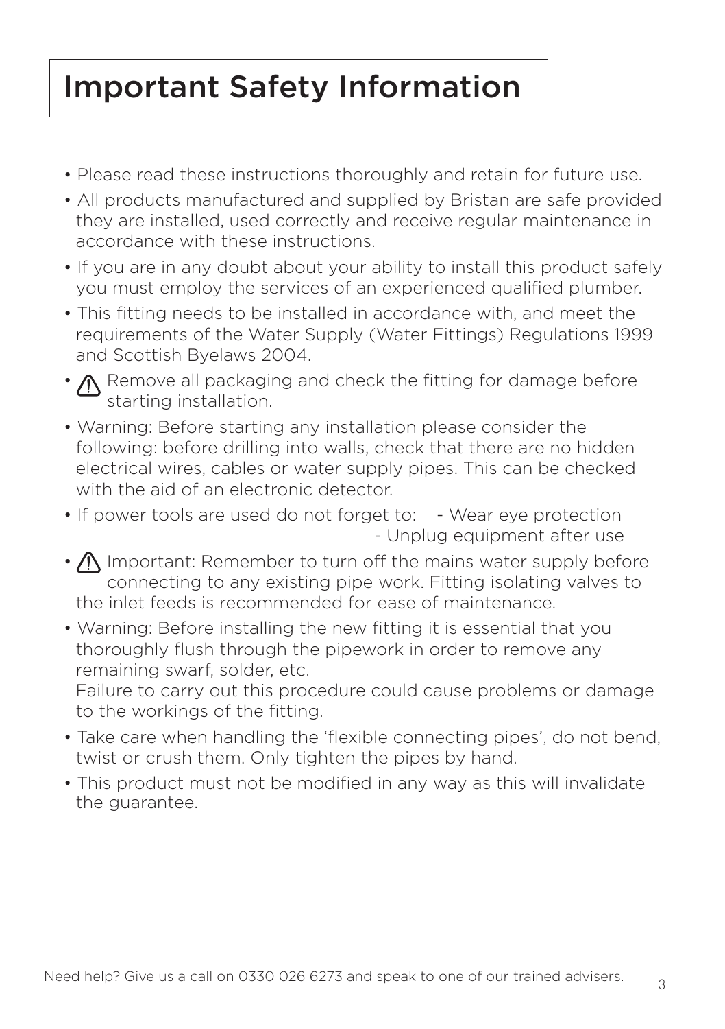# Important Safety Information

- Please read these instructions thoroughly and retain for future use.
- All products manufactured and supplied by Bristan are safe provided they are installed, used correctly and receive regular maintenance in accordance with these instructions.
- If you are in any doubt about your ability to install this product safely you must employ the services of an experienced qualified plumber.
- This fitting needs to be installed in accordance with, and meet the requirements of the Water Supply (Water Fittings) Regulations 1999 and Scottish Byelaws 2004.
- ⚠ Remove all packaging and check the fitting for damage before starting installation.
- Warning: Before starting any installation please consider the following: before drilling into walls, check that there are no hidden electrical wires, cables or water supply pipes. This can be checked with the aid of an electronic detector.
- If power tools are used do not forget to:
  - Wear eye protection
  - Unplug equipment after use
- ⚠ Important: Remember to turn off the mains water supply before connecting to any existing pipe work. Fitting isolating valves to the inlet feeds is recommended for ease of maintenance.
- Warning: Before installing the new fitting it is essential that you thoroughly flush through the pipework in order to remove any remaining swarf, solder, etc.
  Failure to carry out this procedure could cause problems or damage to the workings of the fitting.
- Take care when handling the 'flexible connecting pipes', do not bend, twist or crush them. Only tighten the pipes by hand.
- This product must not be modified in any way as this will invalidate the guarantee.

Need help? Give us a call on 0330 026 6273 and speak to one of our trained advisers.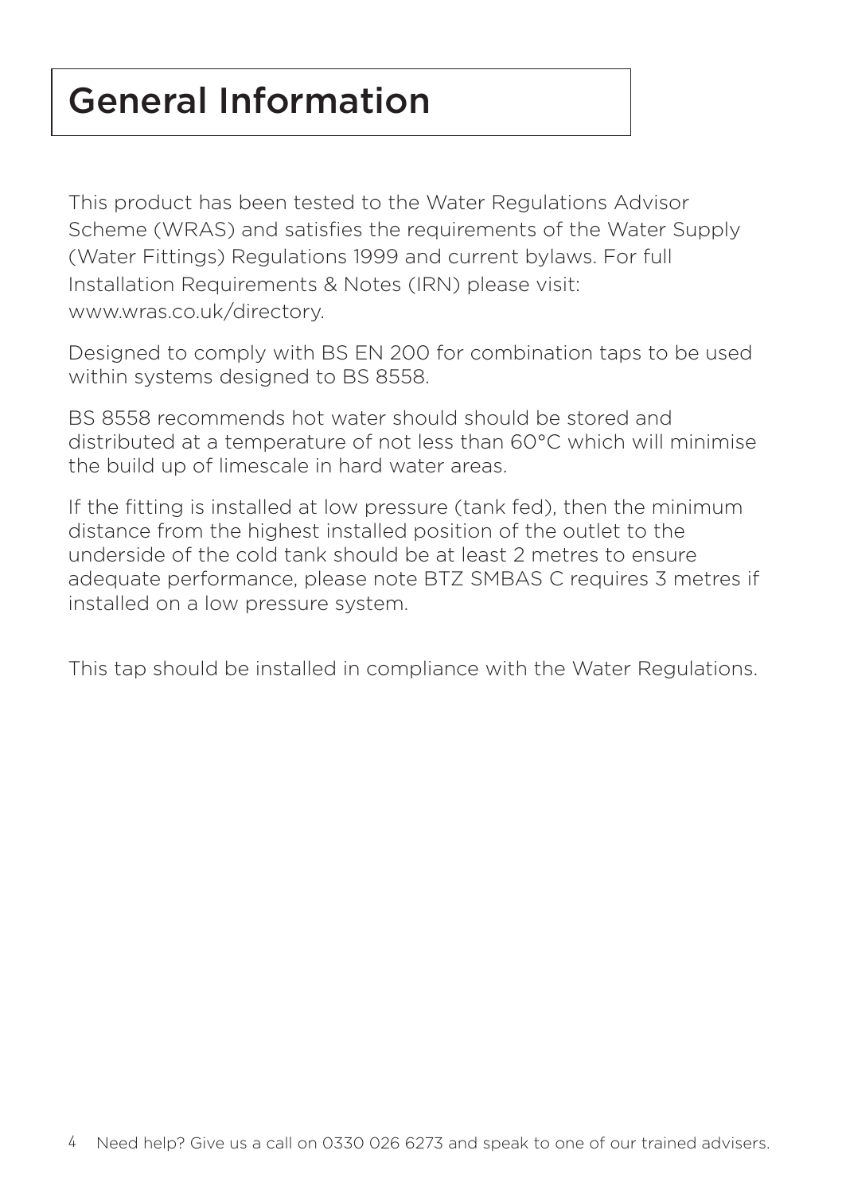# General Information

This product has been tested to the Water Regulations Advisor Scheme (WRAS) and satisfies the requirements of the Water Supply (Water Fittings) Regulations 1999 and current bylaws. For full Installation Requirements & Notes (IRN) please visit: www.wras.co.uk/directory.

Designed to comply with BS EN 200 for combination taps to be used within systems designed to BS 8558.

BS 8558 recommends hot water should should be stored and distributed at a temperature of not less than 60°C which will minimise the build up of limescale in hard water areas.

If the fitting is installed at low pressure (tank fed), then the minimum distance from the highest installed position of the outlet to the underside of the cold tank should be at least 2 metres to ensure adequate performance, please note BTZ SMBAS C requires 3 metres if installed on a low pressure system.

This tap should be installed in compliance with the Water Regulations.

Need help? Give us a call on 0330 026 6273 and speak to one of our trained advisers.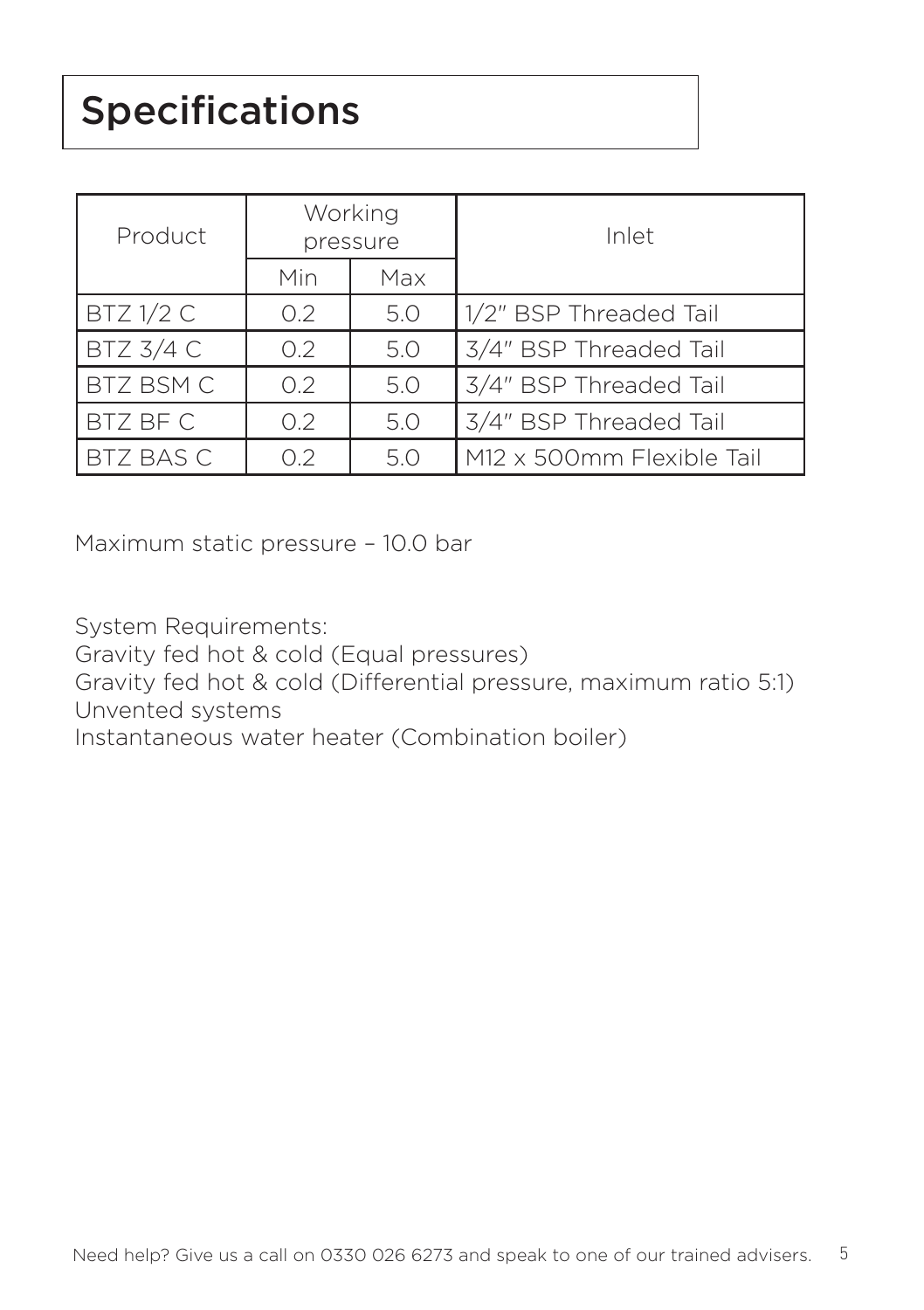# Specifications

| Product | Working pressure | | Inlet |
|---|---|---|---|
| | Min | Max | |
| BTZ 1/2 C | 0.2 | 5.0 | 1/2" BSP Threaded Tail |
| BTZ 3/4 C | 0.2 | 5.0 | 3/4" BSP Threaded Tail |
| BTZ BSM C | 0.2 | 5.0 | 3/4" BSP Threaded Tail |
| BTZ BF C | 0.2 | 5.0 | 3/4" BSP Threaded Tail |
| BTZ BAS C | 0.2 | 5.0 | M12 x 500mm Flexible Tail |

Maximum static pressure – 10.0 bar

System Requirements:
Gravity fed hot & cold (Equal pressures)
Gravity fed hot & cold (Differential pressure, maximum ratio 5:1)
Unvented systems
Instantaneous water heater (Combination boiler)

Need help? Give us a call on 0330 026 6273 and speak to one of our trained advisers.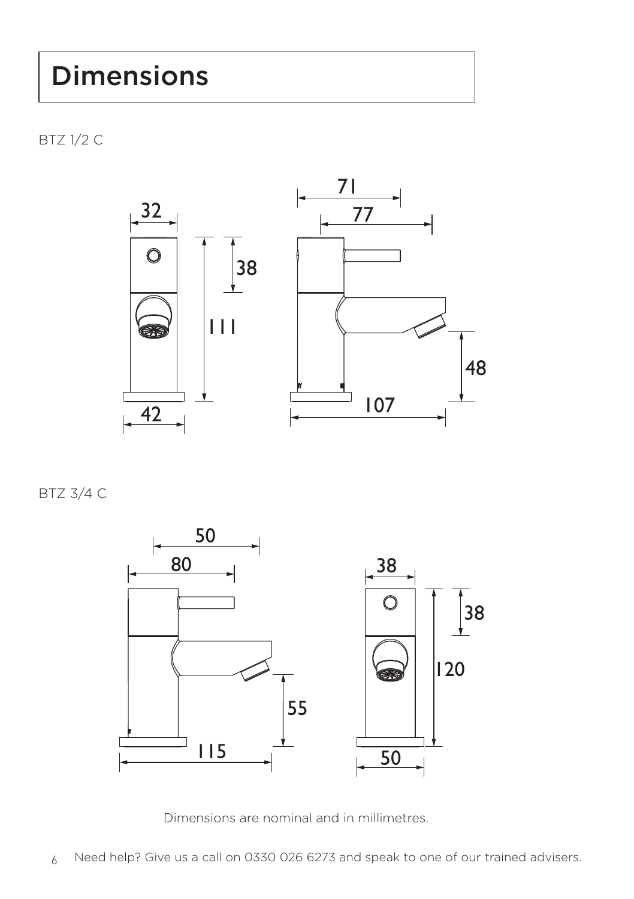# Dimensions

BTZ 1/2 C

BTZ 3/4 C

Dimensions are nominal and in millimetres.

Need help? Give us a call on 0330 026 6273 and speak to one of our trained advisers.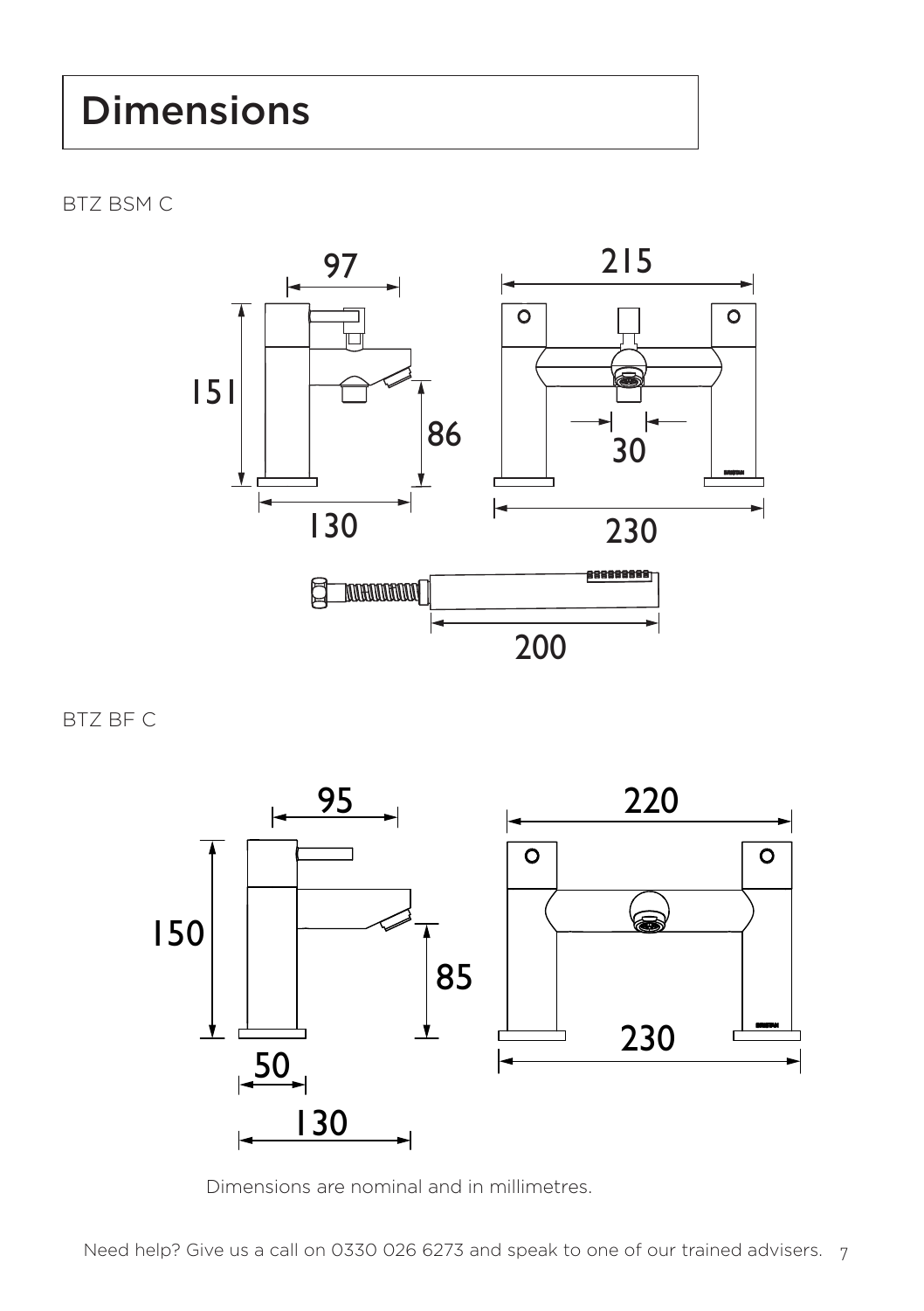# Dimensions

BTZ BSM C

97

215

151

86

30

130

230

200

BTZ BF C

95

220

150

85

230

50

130

Dimensions are nominal and in millimetres.

Need help? Give us a call on 0330 026 6273 and speak to one of our trained advisers.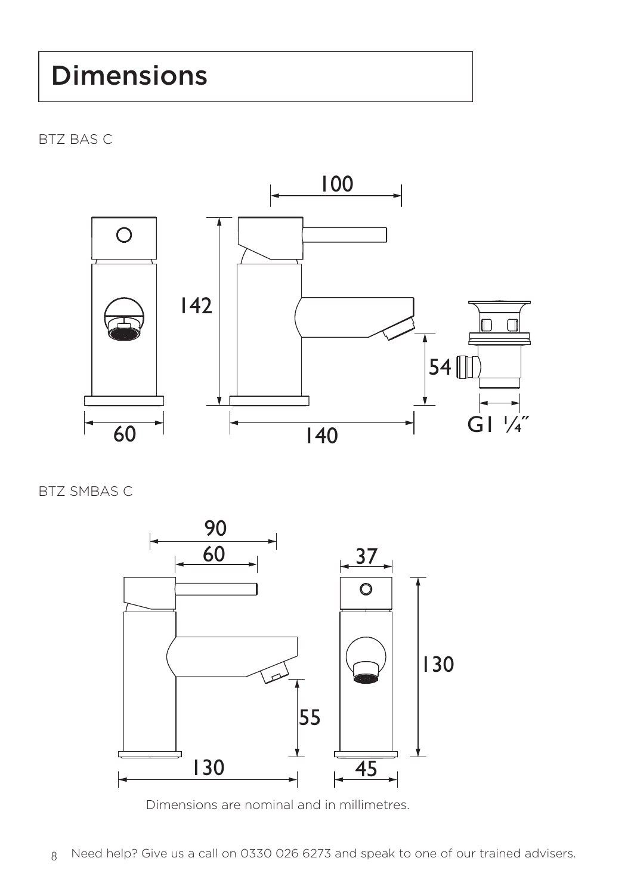# Dimensions

BTZ BAS C

BTZ SMBAS C

Dimensions are nominal and in millimetres.

Need help? Give us a call on 0330 026 6273 and speak to one of our trained advisers.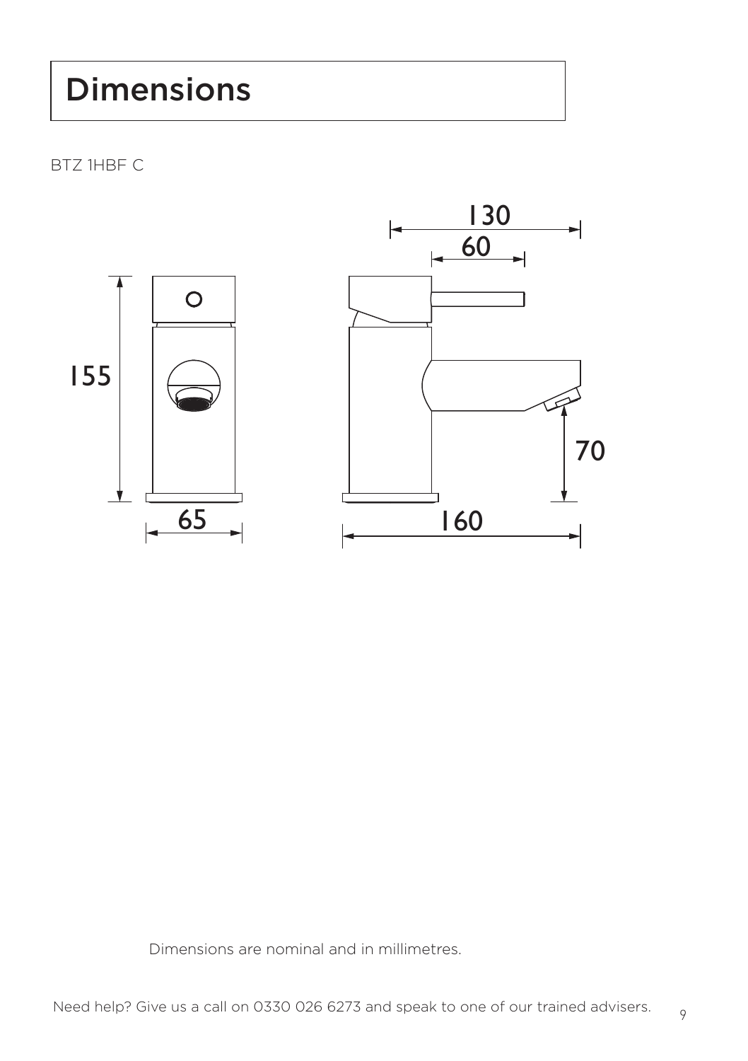# Dimensions

BTZ 1HBF C

155

65

130

60

70

160

Dimensions are nominal and in millimetres.

Need help? Give us a call on 0330 026 6273 and speak to one of our trained advisers.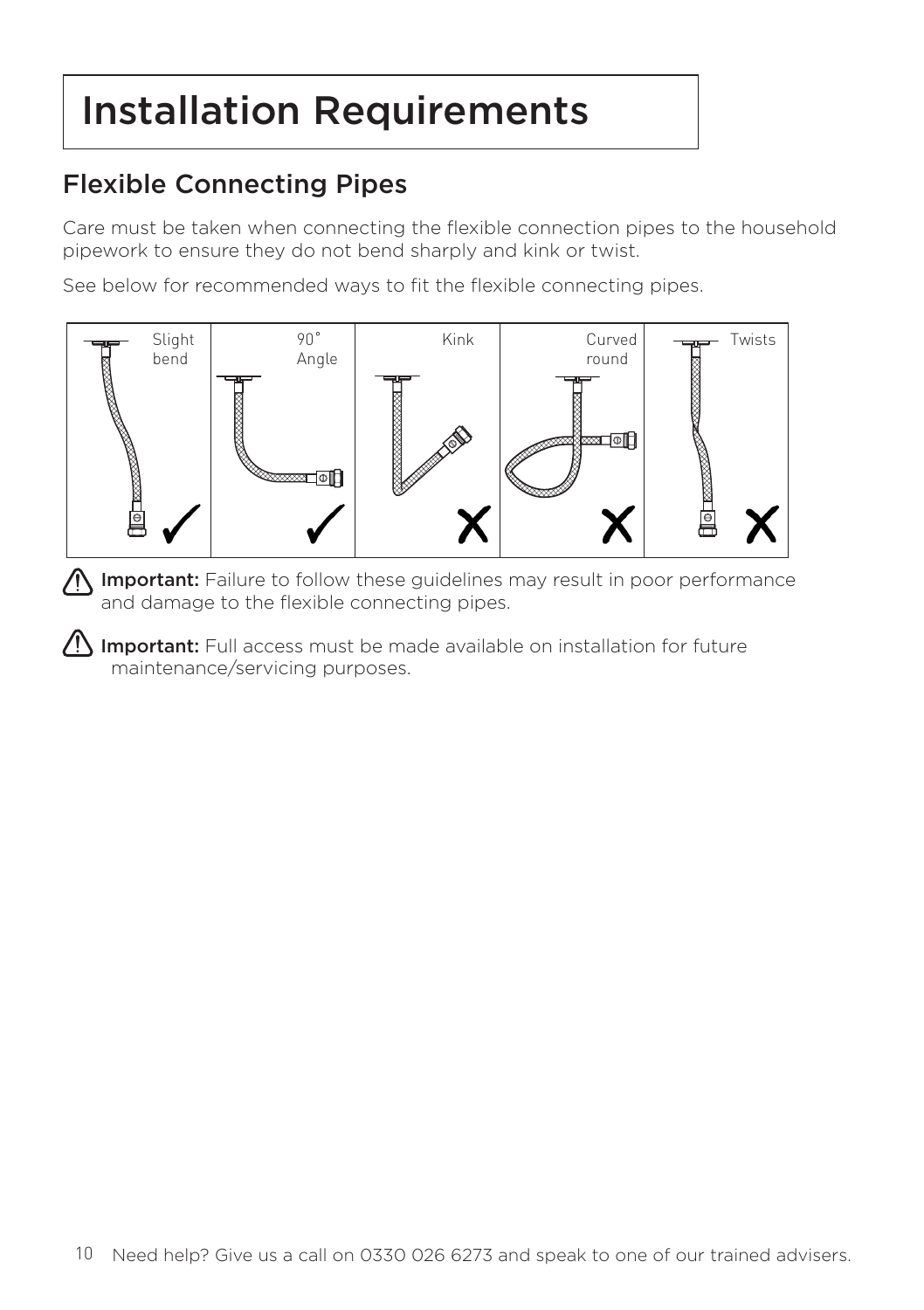# Installation Requirements

## Flexible Connecting Pipes

Care must be taken when connecting the flexible connection pipes to the household pipework to ensure they do not bend sharply and kink or twist.

See below for recommended ways to fit the flexible connecting pipes.

| Slight bend | 90° Angle | Kink | Curved round | Twists |
|---|---|---|---|---|
| ✓ | ✓ | ✗ | ✗ | ✗ |

**Important:** Failure to follow these guidelines may result in poor performance and damage to the flexible connecting pipes.

**Important:** Full access must be made available on installation for future maintenance/servicing purposes.

Need help? Give us a call on 0330 026 6273 and speak to one of our trained advisers.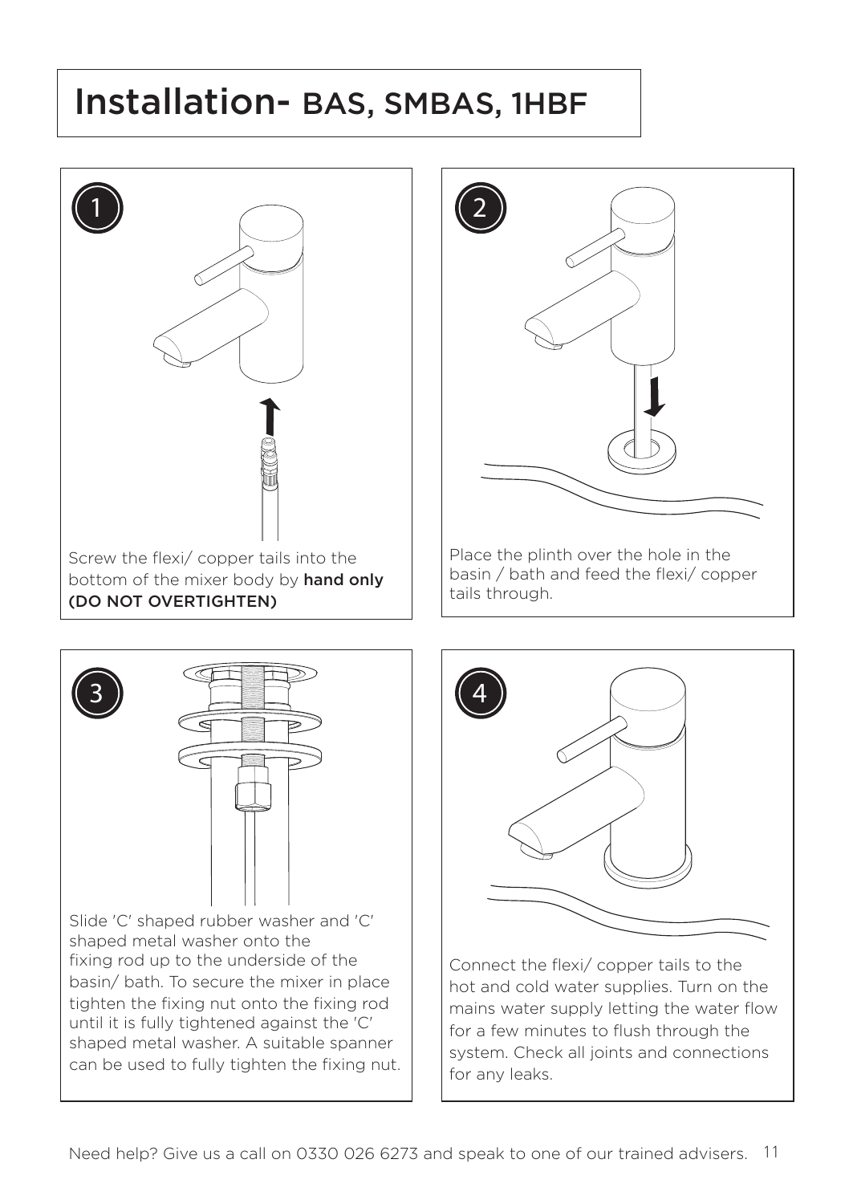# Installation- BAS, SMBAS, 1HBF

**1**

Screw the flexi/ copper tails into the bottom of the mixer body by **hand only (DO NOT OVERTIGHTEN)**

**2**

Place the plinth over the hole in the basin / bath and feed the flexi/ copper tails through.

**3**

Slide 'C' shaped rubber washer and 'C' shaped metal washer onto the fixing rod up to the underside of the basin/ bath. To secure the mixer in place tighten the fixing nut onto the fixing rod until it is fully tightened against the 'C' shaped metal washer. A suitable spanner can be used to fully tighten the fixing nut.

**4**

Connect the flexi/ copper tails to the hot and cold water supplies. Turn on the mains water supply letting the water flow for a few minutes to flush through the system. Check all joints and connections for any leaks.

Need help? Give us a call on 0330 026 6273 and speak to one of our trained advisers.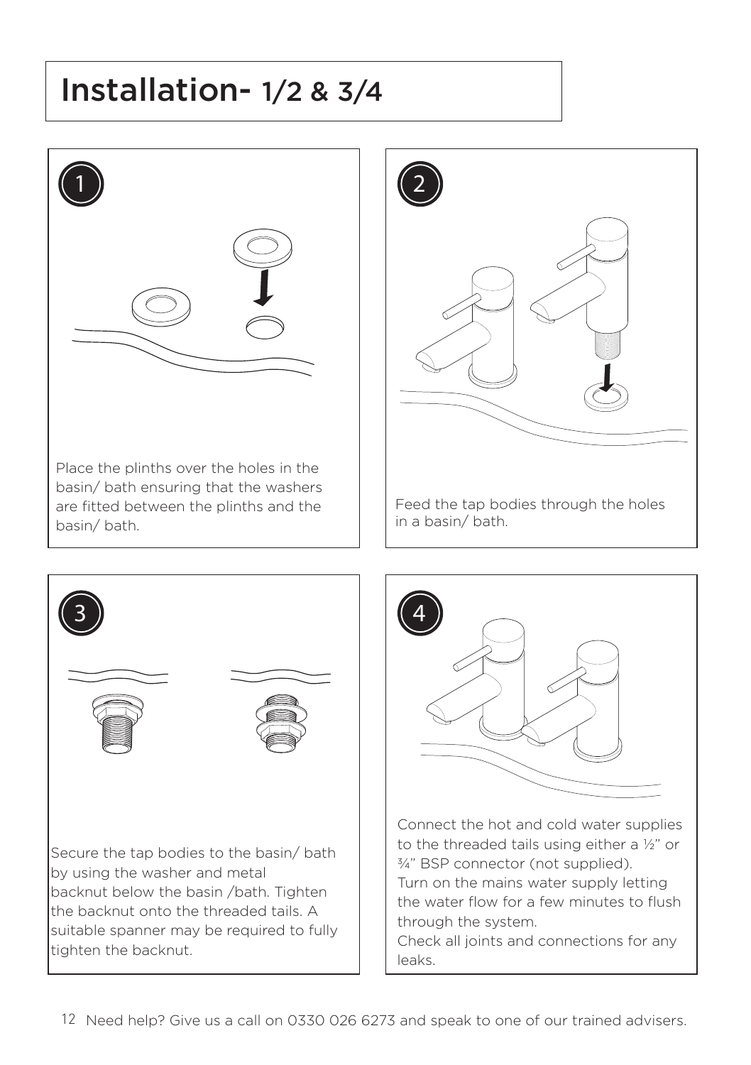# Installation- 1/2 & 3/4

**1**

Place the plinths over the holes in the basin/ bath ensuring that the washers are fitted between the plinths and the basin/ bath.

**2**

Feed the tap bodies through the holes in a basin/ bath.

**3**

Secure the tap bodies to the basin/ bath by using the washer and metal backnut below the basin /bath. Tighten the backnut onto the threaded tails. A suitable spanner may be required to fully tighten the backnut.

**4**

Connect the hot and cold water supplies to the threaded tails using either a ½" or ¾" BSP connector (not supplied).
Turn on the mains water supply letting the water flow for a few minutes to flush through the system.
Check all joints and connections for any leaks.

Need help? Give us a call on 0330 026 6273 and speak to one of our trained advisers.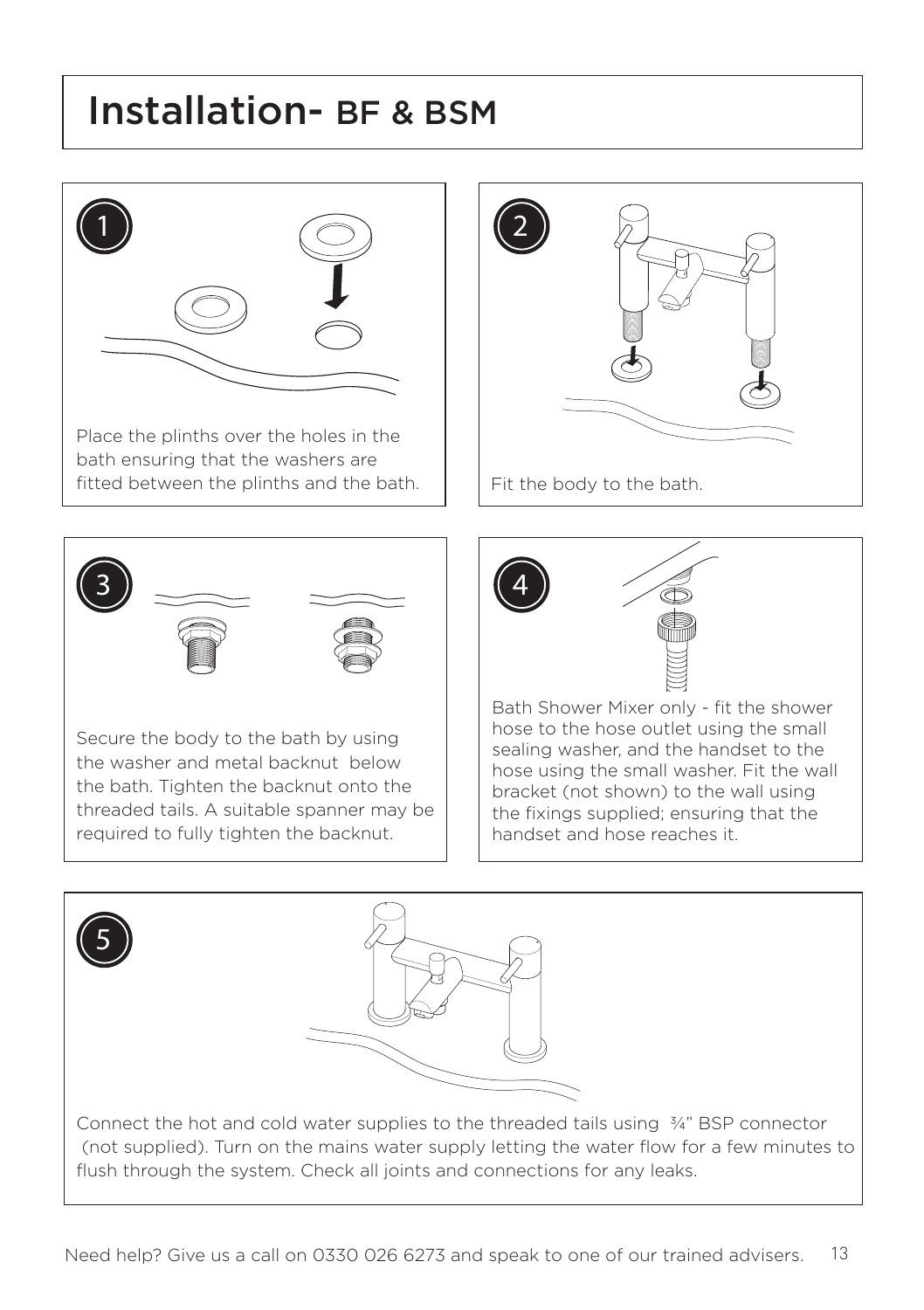# Installation- BF & BSM

1

Place the plinths over the holes in the bath ensuring that the washers are fitted between the plinths and the bath.

2

Fit the body to the bath.

3

Secure the body to the bath by using the washer and metal backnut below the bath. Tighten the backnut onto the threaded tails. A suitable spanner may be required to fully tighten the backnut.

4

Bath Shower Mixer only - fit the shower hose to the hose outlet using the small sealing washer, and the handset to the hose using the small washer. Fit the wall bracket (not shown) to the wall using the fixings supplied; ensuring that the handset and hose reaches it.

5

Connect the hot and cold water supplies to the threaded tails using ¾" BSP connector (not supplied). Turn on the mains water supply letting the water flow for a few minutes to flush through the system. Check all joints and connections for any leaks.

Need help? Give us a call on 0330 026 6273 and speak to one of our trained advisers.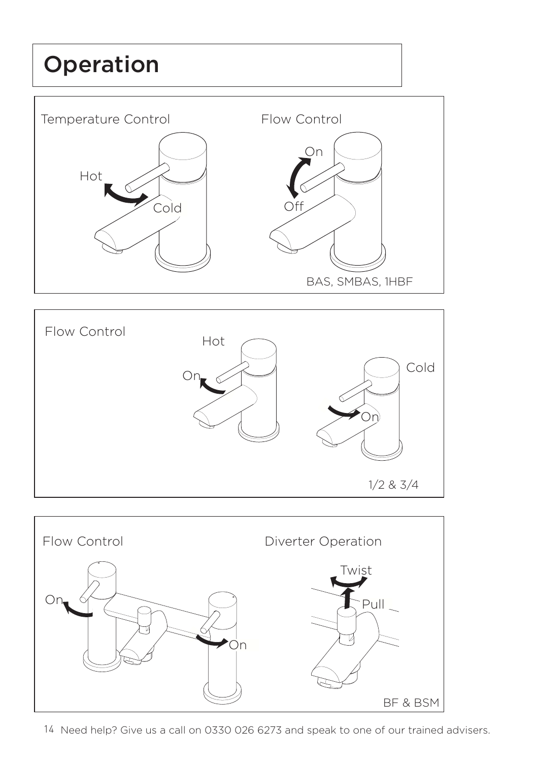# Operation

Temperature Control

Hot

Cold

Flow Control

On

Off

BAS, SMBAS, 1HBF

Flow Control

Hot

On

Cold

On

1/2 & 3/4

Flow Control

On

On

Diverter Operation

Twist

Pull

BF & BSM

Need help? Give us a call on 0330 026 6273 and speak to one of our trained advisers.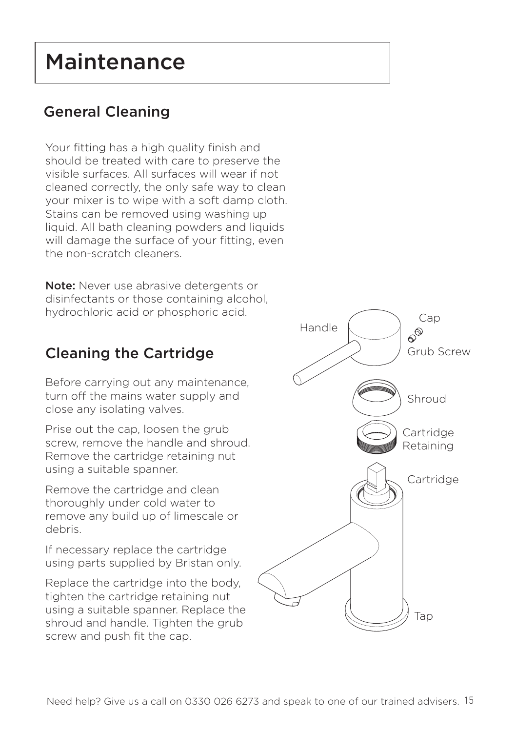# Maintenance

## General Cleaning

Your fitting has a high quality finish and should be treated with care to preserve the visible surfaces. All surfaces will wear if not cleaned correctly, the only safe way to clean your mixer is to wipe with a soft damp cloth. Stains can be removed using washing up liquid. All bath cleaning powders and liquids will damage the surface of your fitting, even the non-scratch cleaners.

**Note:** Never use abrasive detergents or disinfectants or those containing alcohol, hydrochloric acid or phosphoric acid.

## Cleaning the Cartridge

Before carrying out any maintenance, turn off the mains water supply and close any isolating valves.

Prise out the cap, loosen the grub screw, remove the handle and shroud. Remove the cartridge retaining nut using a suitable spanner.

Remove the cartridge and clean thoroughly under cold water to remove any build up of limescale or debris.

If necessary replace the cartridge using parts supplied by Bristan only.

Replace the cartridge into the body, tighten the cartridge retaining nut using a suitable spanner. Replace the shroud and handle. Tighten the grub screw and push fit the cap.

Handle
Cap
Grub Screw
Shroud
Cartridge Retaining
Cartridge
Tap

Need help? Give us a call on 0330 026 6273 and speak to one of our trained advisers.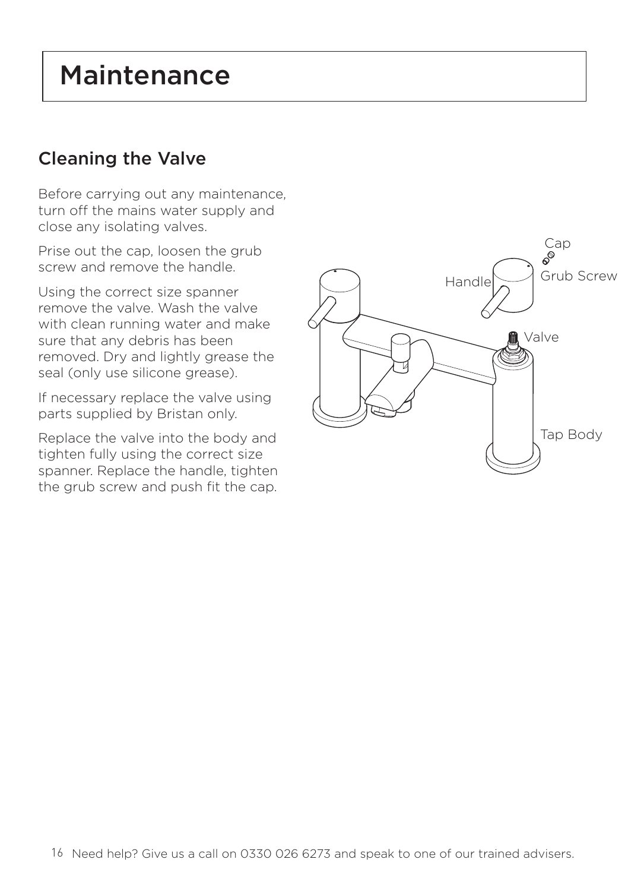# Maintenance

## Cleaning the Valve

Before carrying out any maintenance, turn off the mains water supply and close any isolating valves.

Prise out the cap, loosen the grub screw and remove the handle.

Using the correct size spanner remove the valve. Wash the valve with clean running water and make sure that any debris has been removed. Dry and lightly grease the seal (only use silicone grease).

If necessary replace the valve using parts supplied by Bristan only.

Replace the valve into the body and tighten fully using the correct size spanner. Replace the handle, tighten the grub screw and push fit the cap.

Cap

Handle

Grub Screw

Valve

Tap Body

Need help? Give us a call on 0330 026 6273 and speak to one of our trained advisers.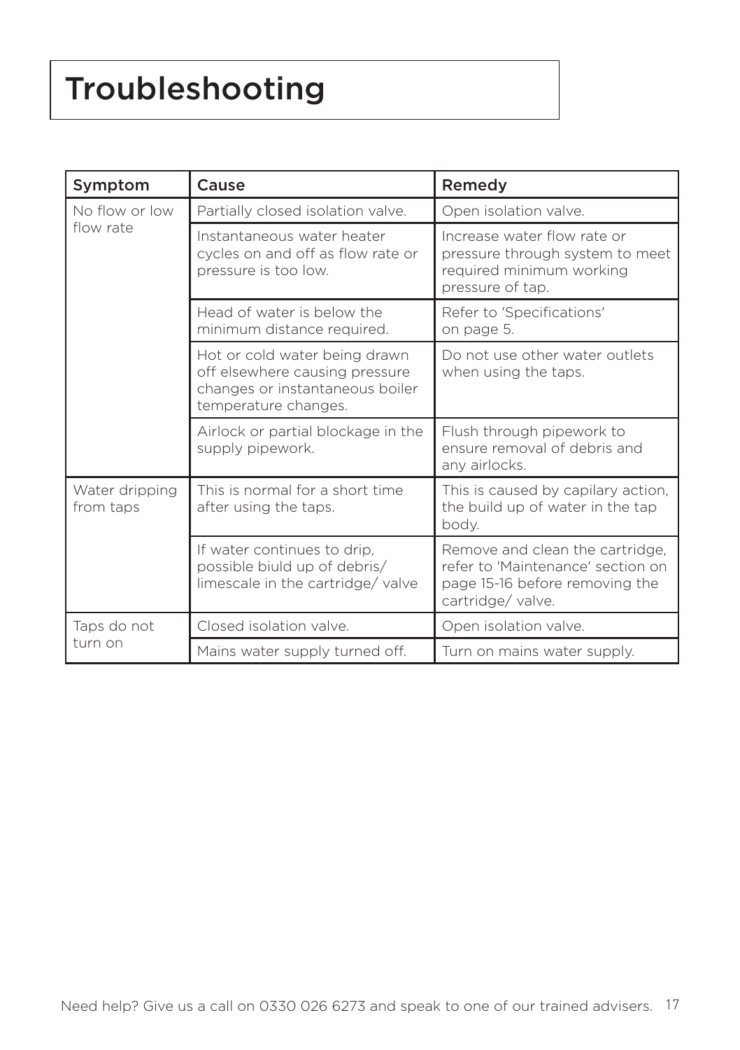# Troubleshooting

| Symptom | Cause | Remedy |
| --- | --- | --- |
| No flow or low flow rate | Partially closed isolation valve. | Open isolation valve. |
| | Instantaneous water heater cycles on and off as flow rate or pressure is too low. | Increase water flow rate or pressure through system to meet required minimum working pressure of tap. |
| | Head of water is below the minimum distance required. | Refer to 'Specifications' on page 5. |
| | Hot or cold water being drawn off elsewhere causing pressure changes or instantaneous boiler temperature changes. | Do not use other water outlets when using the taps. |
| | Airlock or partial blockage in the supply pipework. | Flush through pipework to ensure removal of debris and any airlocks. |
| Water dripping from taps | This is normal for a short time after using the taps. | This is caused by capilary action, the build up of water in the tap body. |
| | If water continues to drip, possible biuld up of debris/ limescale in the cartridge/ valve | Remove and clean the cartridge, refer to 'Maintenance' section on page 15-16 before removing the cartridge/ valve. |
| Taps do not turn on | Closed isolation valve. | Open isolation valve. |
| | Mains water supply turned off. | Turn on mains water supply. |

Need help? Give us a call on 0330 026 6273 and speak to one of our trained advisers.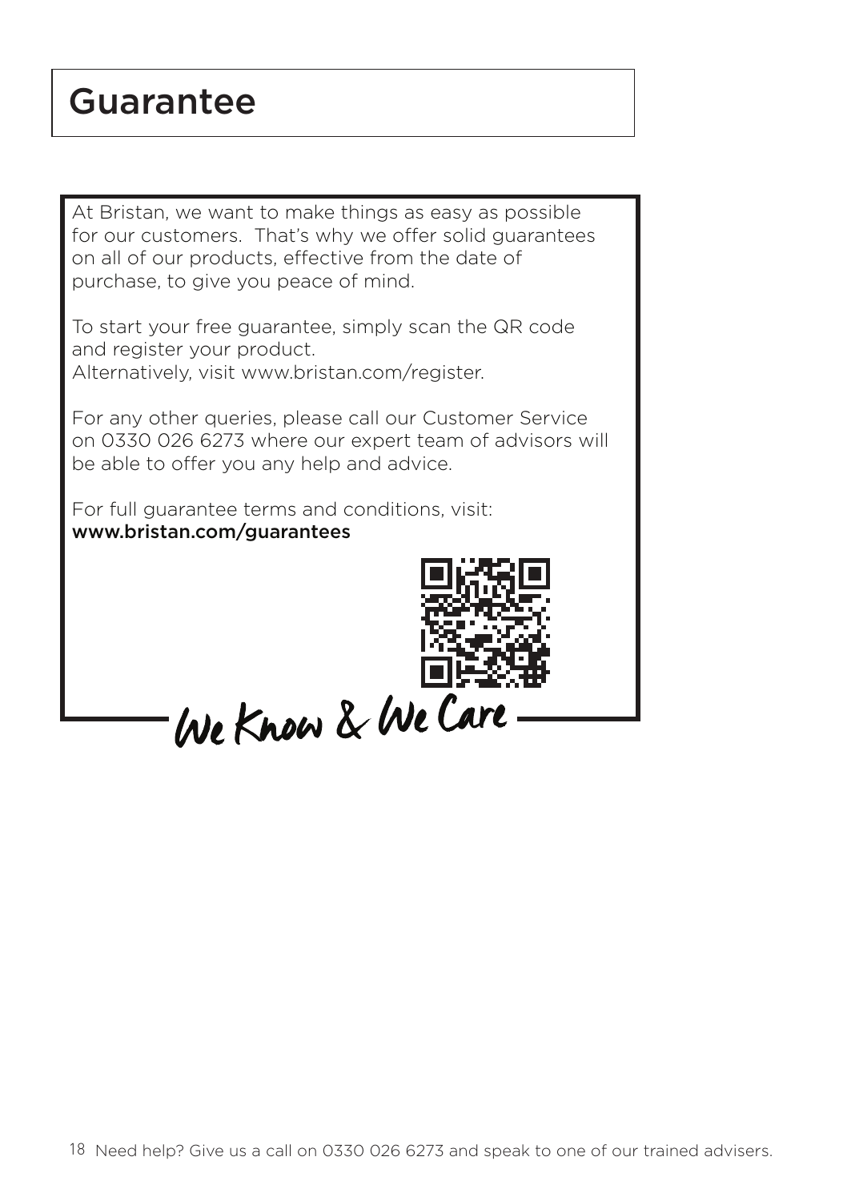# Guarantee

At Bristan, we want to make things as easy as possible for our customers. That's why we offer solid guarantees on all of our products, effective from the date of purchase, to give you peace of mind.

To start your free guarantee, simply scan the QR code and register your product.
Alternatively, visit www.bristan.com/register.

For any other queries, please call our Customer Service on 0330 026 6273 where our expert team of advisors will be able to offer you any help and advice.

For full guarantee terms and conditions, visit:
**www.bristan.com/guarantees**

*We Know & We Care*

Need help? Give us a call on 0330 026 6273 and speak to one of our trained advisers.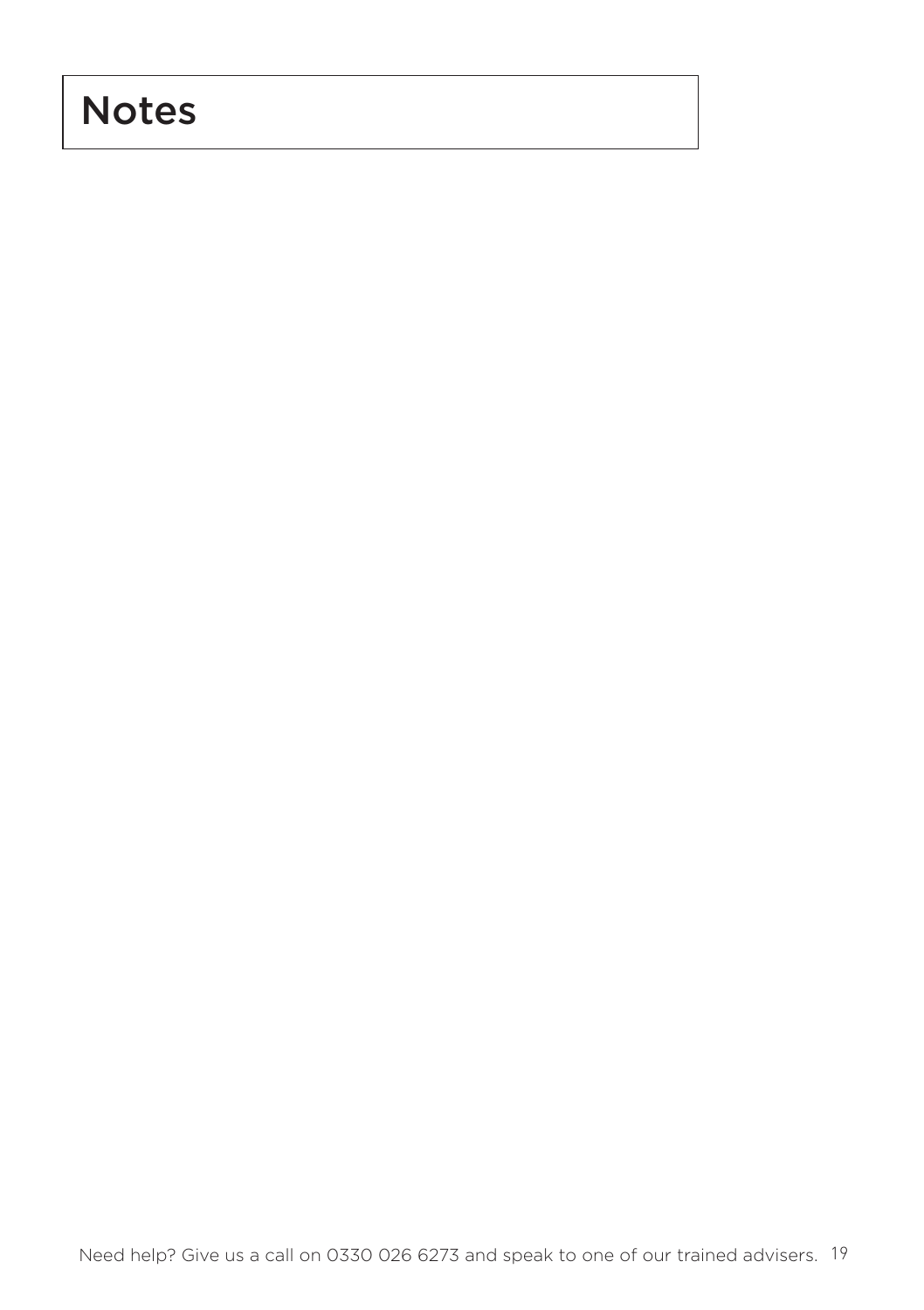# Notes

Need help? Give us a call on 0330 026 6273 and speak to one of our trained advisers.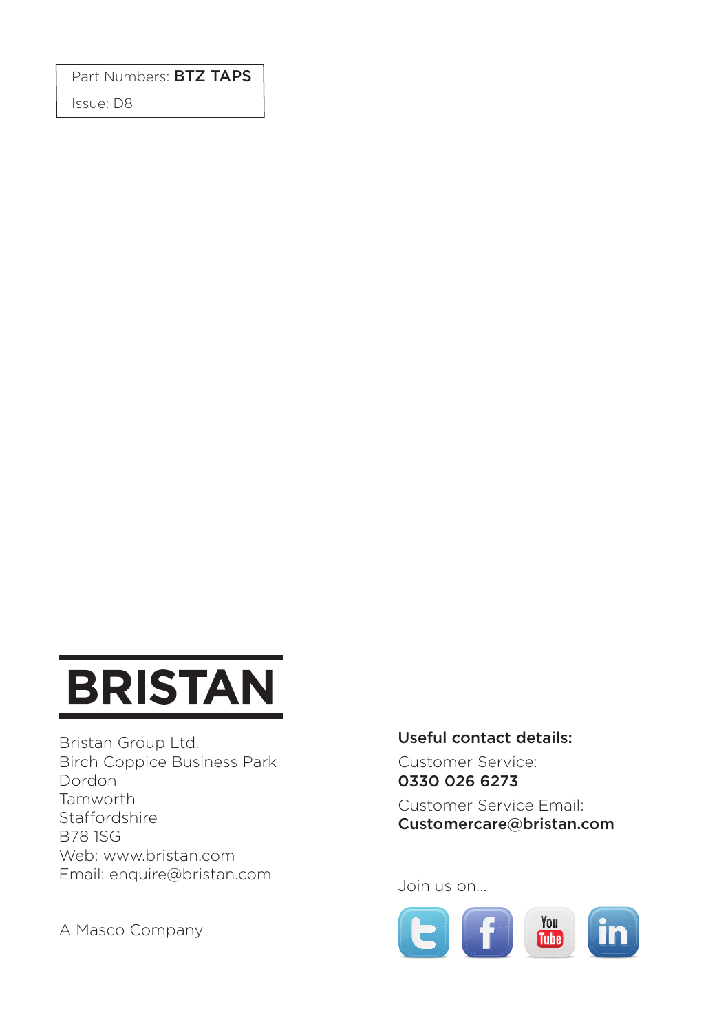| | |
|---|---|
| Part Numbers: **BTZ TAPS** | |
| Issue: D8 | |

# BRISTAN

Bristan Group Ltd.
Birch Coppice Business Park
Dordon
Tamworth
Staffordshire
B78 1SG
Web: www.bristan.com
Email: enquire@bristan.com

A Masco Company

**Useful contact details:**

Customer Service:
**0330 026 6273**

Customer Service Email:
**Customercare@bristan.com**

Join us on...